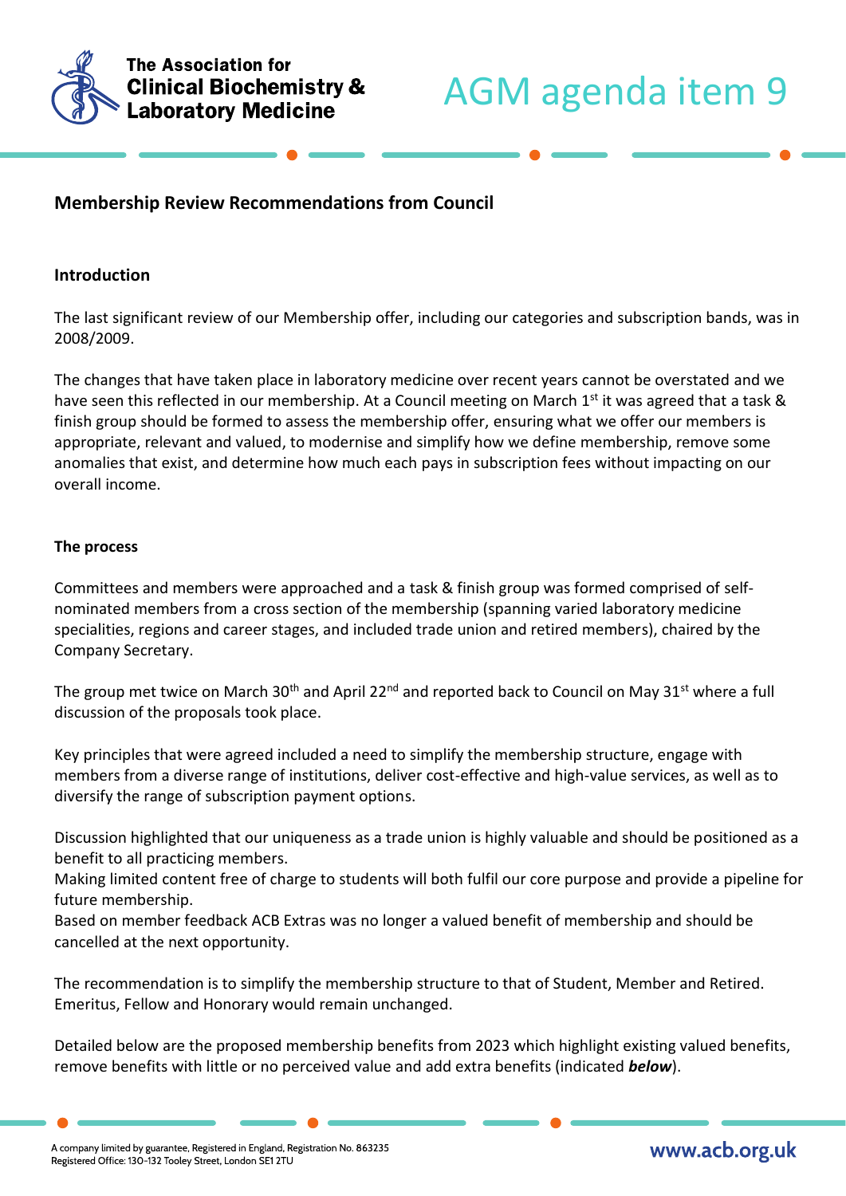# AGM agenda item 9

## Membership Review Recommendations from Council

### Introduction

The last significant review of our Membership offer, including our categories and subscription bands, was in 2008/2009.

The changes that have taken place in laboratory medicine over recent years cannot be overstated and we have seen this reflected in our membership. At a Council meeting on March 1st it was agreed that a task & finish group should be formed to assess the membership offer, ensuring what we offer our members is appropriate, relevant and valued, to modernise and simplify how we define membership, remove some anomalies that exist, and determine how much each pays in subscription fees without impacting on our overall income.

### The process

Committees and members were approached and a task & finish group was formed comprised of self-nominated members from a cross section of the membership (spanning varied laboratory medicine specialities, regions and career stages, and included trade union and retired members), chaired by the Company Secretary.

The group met twice on March 30th and April 22nd and reported back to Council on May 31st where a full discussion of the proposals took place.

Key principles that were agreed included a need to simplify the membership structure, engage with members from a diverse range of institutions, deliver cost-effective and high-value services, as well as to diversify the range of subscription payment options.

Discussion highlighted that our uniqueness as a trade union is highly valuable and should be positioned as a benefit to all practicing members.
Making limited content free of charge to students will both fulfil our core purpose and provide a pipeline for future membership.
Based on member feedback ACB Extras was no longer a valued benefit of membership and should be cancelled at the next opportunity.

The recommendation is to simplify the membership structure to that of Student, Member and Retired. Emeritus, Fellow and Honorary would remain unchanged.

Detailed below are the proposed membership benefits from 2023 which highlight existing valued benefits, remove benefits with little or no perceived value and add extra benefits (indicated ***below***).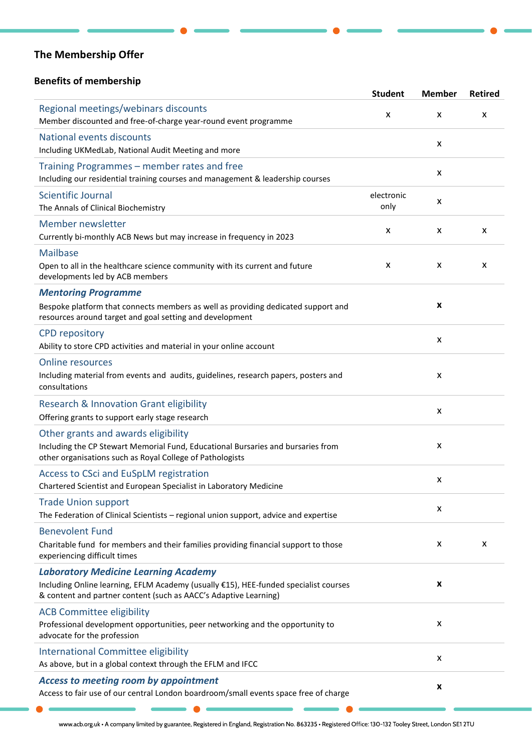## The Membership Offer

### Benefits of membership

| | Student | Member | Retired |
|---|---|---|---|
| Regional meetings/webinars discounts<br>Member discounted and free-of-charge year-round event programme | x | x | x |
| National events discounts<br>Including UKMedLab, National Audit Meeting and more | | x | |
| Training Programmes – member rates and free<br>Including our residential training courses and management & leadership courses | | x | |
| Scientific Journal<br>The Annals of Clinical Biochemistry | electronic only | x | |
| Member newsletter<br>Currently bi-monthly ACB News but may increase in frequency in 2023 | x | x | x |
| Mailbase<br>Open to all in the healthcare science community with its current and future developments led by ACB members | x | x | x |
| ***Mentoring Programme***<br>Bespoke platform that connects members as well as providing dedicated support and resources around target and goal setting and development | | **x** | |
| CPD repository<br>Ability to store CPD activities and material in your online account | | x | |
| Online resources<br>Including material from events and audits, guidelines, research papers, posters and consultations | | x | |
| Research & Innovation Grant eligibility<br>Offering grants to support early stage research | | x | |
| Other grants and awards eligibility<br>Including the CP Stewart Memorial Fund, Educational Bursaries and bursaries from other organisations such as Royal College of Pathologists | | x | |
| Access to CSci and EuSpLM registration<br>Chartered Scientist and European Specialist in Laboratory Medicine | | x | |
| Trade Union support<br>The Federation of Clinical Scientists – regional union support, advice and expertise | | x | |
| Benevolent Fund<br>Charitable fund for members and their families providing financial support to those experiencing difficult times | | x | x |
| ***Laboratory Medicine Learning Academy***<br>Including Online learning, EFLM Academy (usually €15), HEE-funded specialist courses & content and partner content (such as AACC's Adaptive Learning) | | **x** | |
| ACB Committee eligibility<br>Professional development opportunities, peer networking and the opportunity to advocate for the profession | | x | |
| International Committee eligibility<br>As above, but in a global context through the EFLM and IFCC | | x | |
| ***Access to meeting room by appointment***<br>Access to fair use of our central London boardroom/small events space free of charge | | **x** | |

www.acb.org.uk • A company limited by guarantee, Registered in England, Registration No. 863235 • Registered Office: 130-132 Tooley Street, London SE1 2TU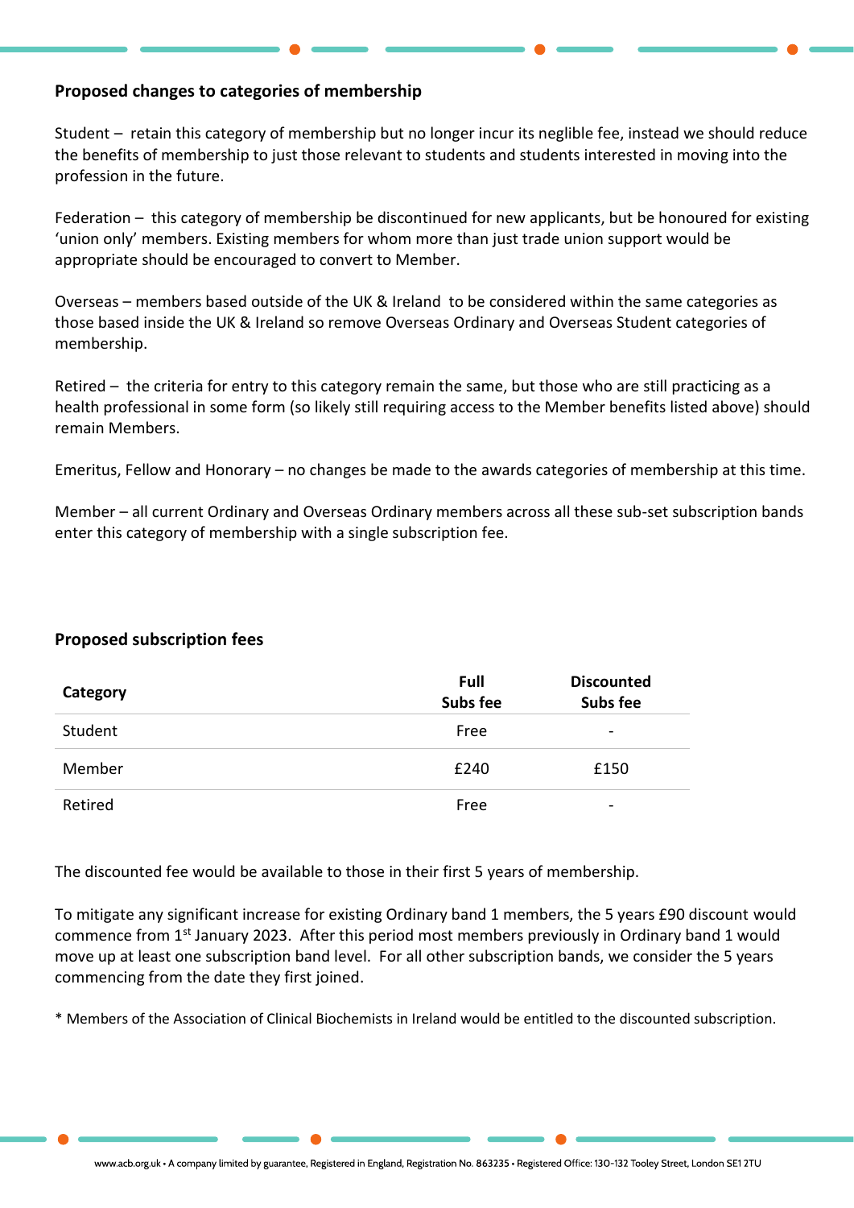**Proposed changes to categories of membership**

Student – retain this category of membership but no longer incur its neglible fee, instead we should reduce the benefits of membership to just those relevant to students and students interested in moving into the profession in the future.

Federation – this category of membership be discontinued for new applicants, but be honoured for existing 'union only' members. Existing members for whom more than just trade union support would be appropriate should be encouraged to convert to Member.

Overseas – members based outside of the UK & Ireland to be considered within the same categories as those based inside the UK & Ireland so remove Overseas Ordinary and Overseas Student categories of membership.

Retired – the criteria for entry to this category remain the same, but those who are still practicing as a health professional in some form (so likely still requiring access to the Member benefits listed above) should remain Members.

Emeritus, Fellow and Honorary – no changes be made to the awards categories of membership at this time.

Member – all current Ordinary and Overseas Ordinary members across all these sub-set subscription bands enter this category of membership with a single subscription fee.

**Proposed subscription fees**

| Category | Full Subs fee | Discounted Subs fee |
|---|---|---|
| Student | Free | - |
| Member | £240 | £150 |
| Retired | Free | - |

The discounted fee would be available to those in their first 5 years of membership.

To mitigate any significant increase for existing Ordinary band 1 members, the 5 years £90 discount would commence from 1st January 2023. After this period most members previously in Ordinary band 1 would move up at least one subscription band level. For all other subscription bands, we consider the 5 years commencing from the date they first joined.

* Members of the Association of Clinical Biochemists in Ireland would be entitled to the discounted subscription.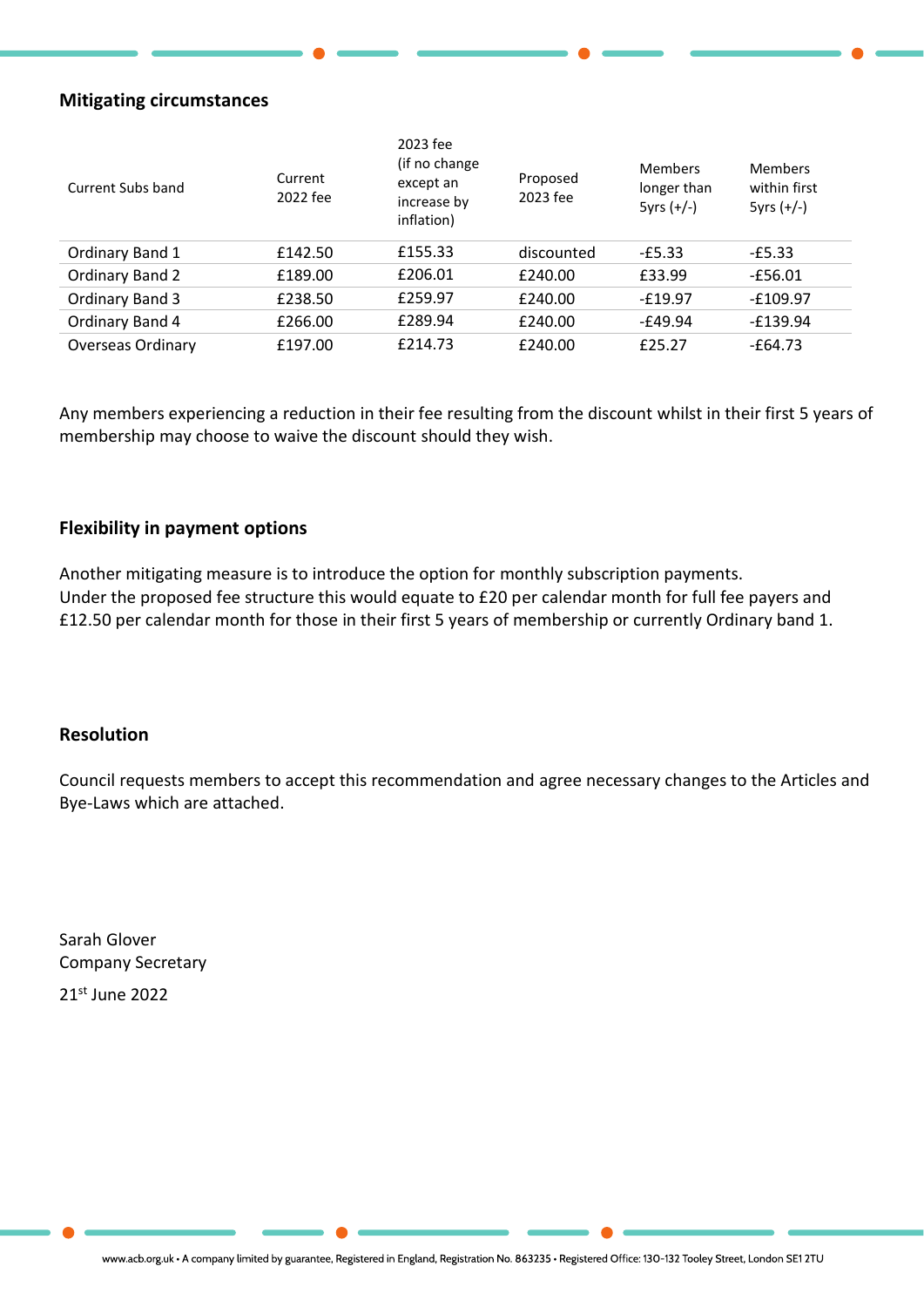### Mitigating circumstances

| Current Subs band | Current 2022 fee | 2023 fee (if no change except an increase by inflation) | Proposed 2023 fee | Members longer than 5yrs (+/-) | Members within first 5yrs (+/-) |
|---|---|---|---|---|---|
| Ordinary Band 1 | £142.50 | £155.33 | discounted | -£5.33 | -£5.33 |
| Ordinary Band 2 | £189.00 | £206.01 | £240.00 | £33.99 | -£56.01 |
| Ordinary Band 3 | £238.50 | £259.97 | £240.00 | -£19.97 | -£109.97 |
| Ordinary Band 4 | £266.00 | £289.94 | £240.00 | -£49.94 | -£139.94 |
| Overseas Ordinary | £197.00 | £214.73 | £240.00 | £25.27 | -£64.73 |

Any members experiencing a reduction in their fee resulting from the discount whilst in their first 5 years of membership may choose to waive the discount should they wish.

### Flexibility in payment options

Another mitigating measure is to introduce the option for monthly subscription payments.
Under the proposed fee structure this would equate to £20 per calendar month for full fee payers and £12.50 per calendar month for those in their first 5 years of membership or currently Ordinary band 1.

### Resolution

Council requests members to accept this recommendation and agree necessary changes to the Articles and Bye-Laws which are attached.

Sarah Glover
Company Secretary
21st June 2022

www.acb.org.uk • A company limited by guarantee, Registered in England, Registration No. 863235 • Registered Office: 130-132 Tooley Street, London SE1 2TU